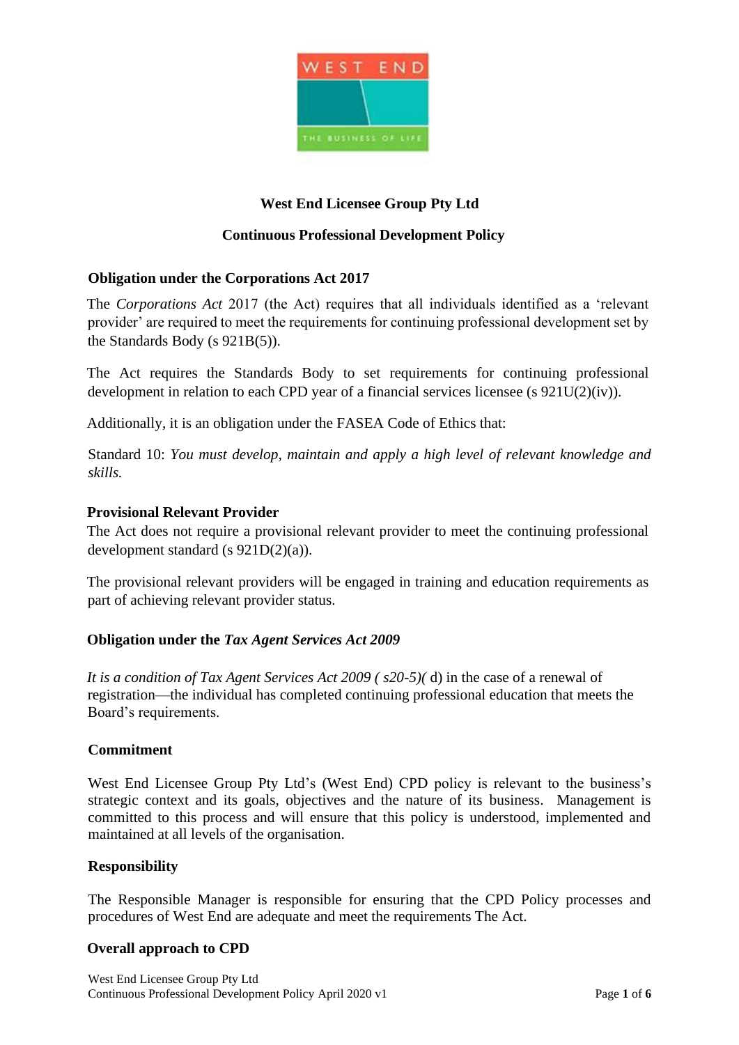# West End Licensee Group Pty Ltd

## Continuous Professional Development Policy

### Obligation under the Corporations Act 2017

The *Corporations Act* 2017 (the Act) requires that all individuals identified as a 'relevant provider' are required to meet the requirements for continuing professional development set by the Standards Body (s 921B(5)).

The Act requires the Standards Body to set requirements for continuing professional development in relation to each CPD year of a financial services licensee (s 921U(2)(iv)).

Additionally, it is an obligation under the FASEA Code of Ethics that:

Standard 10: *You must develop, maintain and apply a high level of relevant knowledge and skills.*

### Provisional Relevant Provider

The Act does not require a provisional relevant provider to meet the continuing professional development standard (s 921D(2)(a)).

The provisional relevant providers will be engaged in training and education requirements as part of achieving relevant provider status.

### Obligation under the *Tax Agent Services Act 2009*

*It is a condition of Tax Agent Services Act 2009 ( s20-5)(* d) in the case of a renewal of registration—the individual has completed continuing professional education that meets the Board's requirements.

### Commitment

West End Licensee Group Pty Ltd's (West End) CPD policy is relevant to the business's strategic context and its goals, objectives and the nature of its business. Management is committed to this process and will ensure that this policy is understood, implemented and maintained at all levels of the organisation.

### Responsibility

The Responsible Manager is responsible for ensuring that the CPD Policy processes and procedures of West End are adequate and meet the requirements The Act.

### Overall approach to CPD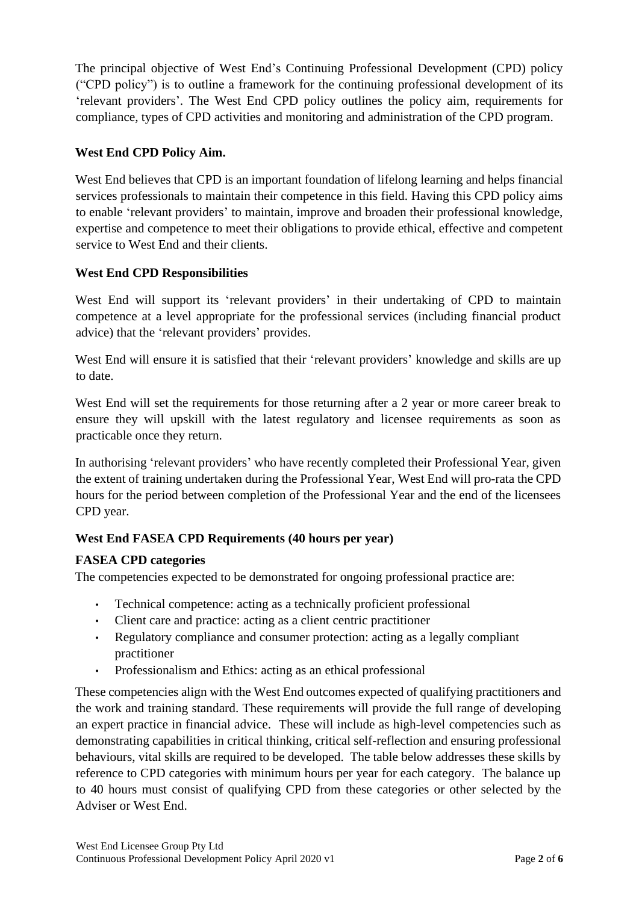The principal objective of West End's Continuing Professional Development (CPD) policy ("CPD policy") is to outline a framework for the continuing professional development of its 'relevant providers'. The West End CPD policy outlines the policy aim, requirements for compliance, types of CPD activities and monitoring and administration of the CPD program.

**West End CPD Policy Aim.**

West End believes that CPD is an important foundation of lifelong learning and helps financial services professionals to maintain their competence in this field. Having this CPD policy aims to enable 'relevant providers' to maintain, improve and broaden their professional knowledge, expertise and competence to meet their obligations to provide ethical, effective and competent service to West End and their clients.

**West End CPD Responsibilities**

West End will support its 'relevant providers' in their undertaking of CPD to maintain competence at a level appropriate for the professional services (including financial product advice) that the 'relevant providers' provides.

West End will ensure it is satisfied that their 'relevant providers' knowledge and skills are up to date.

West End will set the requirements for those returning after a 2 year or more career break to ensure they will upskill with the latest regulatory and licensee requirements as soon as practicable once they return.

In authorising 'relevant providers' who have recently completed their Professional Year, given the extent of training undertaken during the Professional Year, West End will pro-rata the CPD hours for the period between completion of the Professional Year and the end of the licensees CPD year.

**West End FASEA CPD Requirements (40 hours per year)**

**FASEA CPD categories**

The competencies expected to be demonstrated for ongoing professional practice are:

- Technical competence: acting as a technically proficient professional
- Client care and practice: acting as a client centric practitioner
- Regulatory compliance and consumer protection: acting as a legally compliant practitioner
- Professionalism and Ethics: acting as an ethical professional

These competencies align with the West End outcomes expected of qualifying practitioners and the work and training standard. These requirements will provide the full range of developing an expert practice in financial advice. These will include as high-level competencies such as demonstrating capabilities in critical thinking, critical self-reflection and ensuring professional behaviours, vital skills are required to be developed. The table below addresses these skills by reference to CPD categories with minimum hours per year for each category. The balance up to 40 hours must consist of qualifying CPD from these categories or other selected by the Adviser or West End.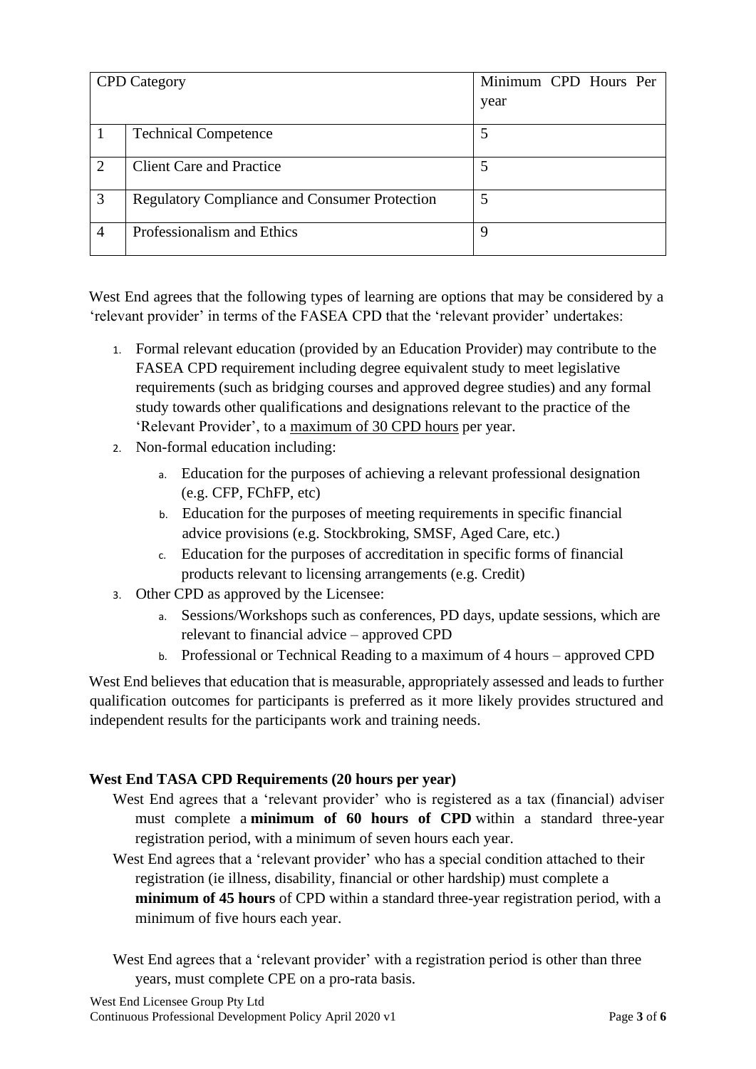| CPD Category | | Minimum CPD Hours Per year |
|---|---|---|
| 1 | Technical Competence | 5 |
| 2 | Client Care and Practice | 5 |
| 3 | Regulatory Compliance and Consumer Protection | 5 |
| 4 | Professionalism and Ethics | 9 |

West End agrees that the following types of learning are options that may be considered by a 'relevant provider' in terms of the FASEA CPD that the 'relevant provider' undertakes:

1. Formal relevant education (provided by an Education Provider) may contribute to the FASEA CPD requirement including degree equivalent study to meet legislative requirements (such as bridging courses and approved degree studies) and any formal study towards other qualifications and designations relevant to the practice of the 'Relevant Provider', to a <u>maximum of 30 CPD hours</u> per year.
2. Non-formal education including:
   a. Education for the purposes of achieving a relevant professional designation (e.g. CFP, FChFP, etc)
   b. Education for the purposes of meeting requirements in specific financial advice provisions (e.g. Stockbroking, SMSF, Aged Care, etc.)
   c. Education for the purposes of accreditation in specific forms of financial products relevant to licensing arrangements (e.g. Credit)
3. Other CPD as approved by the Licensee:
   a. Sessions/Workshops such as conferences, PD days, update sessions, which are relevant to financial advice – approved CPD
   b. Professional or Technical Reading to a maximum of 4 hours – approved CPD

West End believes that education that is measurable, appropriately assessed and leads to further qualification outcomes for participants is preferred as it more likely provides structured and independent results for the participants work and training needs.

**West End TASA CPD Requirements (20 hours per year)**

West End agrees that a 'relevant provider' who is registered as a tax (financial) adviser must complete a **minimum of 60 hours of CPD** within a standard three-year registration period, with a minimum of seven hours each year.

West End agrees that a 'relevant provider' who has a special condition attached to their registration (ie illness, disability, financial or other hardship) must complete a **minimum of 45 hours** of CPD within a standard three-year registration period, with a minimum of five hours each year.

West End agrees that a 'relevant provider' with a registration period is other than three years, must complete CPE on a pro-rata basis.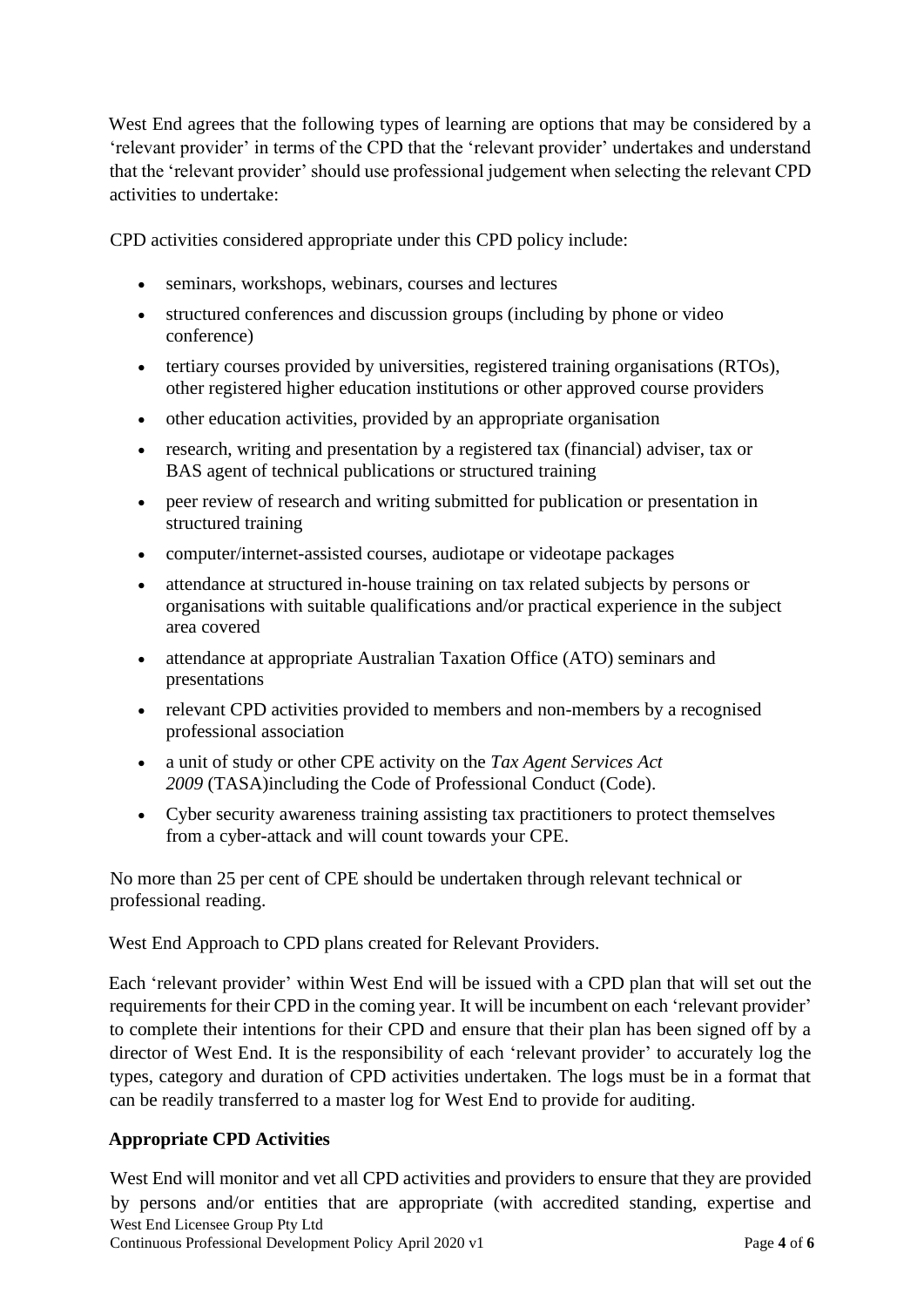West End agrees that the following types of learning are options that may be considered by a 'relevant provider' in terms of the CPD that the 'relevant provider' undertakes and understand that the 'relevant provider' should use professional judgement when selecting the relevant CPD activities to undertake:

CPD activities considered appropriate under this CPD policy include:

- seminars, workshops, webinars, courses and lectures
- structured conferences and discussion groups (including by phone or video conference)
- tertiary courses provided by universities, registered training organisations (RTOs), other registered higher education institutions or other approved course providers
- other education activities, provided by an appropriate organisation
- research, writing and presentation by a registered tax (financial) adviser, tax or BAS agent of technical publications or structured training
- peer review of research and writing submitted for publication or presentation in structured training
- computer/internet-assisted courses, audiotape or videotape packages
- attendance at structured in-house training on tax related subjects by persons or organisations with suitable qualifications and/or practical experience in the subject area covered
- attendance at appropriate Australian Taxation Office (ATO) seminars and presentations
- relevant CPD activities provided to members and non-members by a recognised professional association
- a unit of study or other CPE activity on the *Tax Agent Services Act 2009* (TASA)including the Code of Professional Conduct (Code).
- Cyber security awareness training assisting tax practitioners to protect themselves from a cyber-attack and will count towards your CPE.

No more than 25 per cent of CPE should be undertaken through relevant technical or professional reading.

West End Approach to CPD plans created for Relevant Providers.

Each 'relevant provider' within West End will be issued with a CPD plan that will set out the requirements for their CPD in the coming year. It will be incumbent on each 'relevant provider' to complete their intentions for their CPD and ensure that their plan has been signed off by a director of West End. It is the responsibility of each 'relevant provider' to accurately log the types, category and duration of CPD activities undertaken. The logs must be in a format that can be readily transferred to a master log for West End to provide for auditing.

**Appropriate CPD Activities**

West End will monitor and vet all CPD activities and providers to ensure that they are provided by persons and/or entities that are appropriate (with accredited standing, expertise and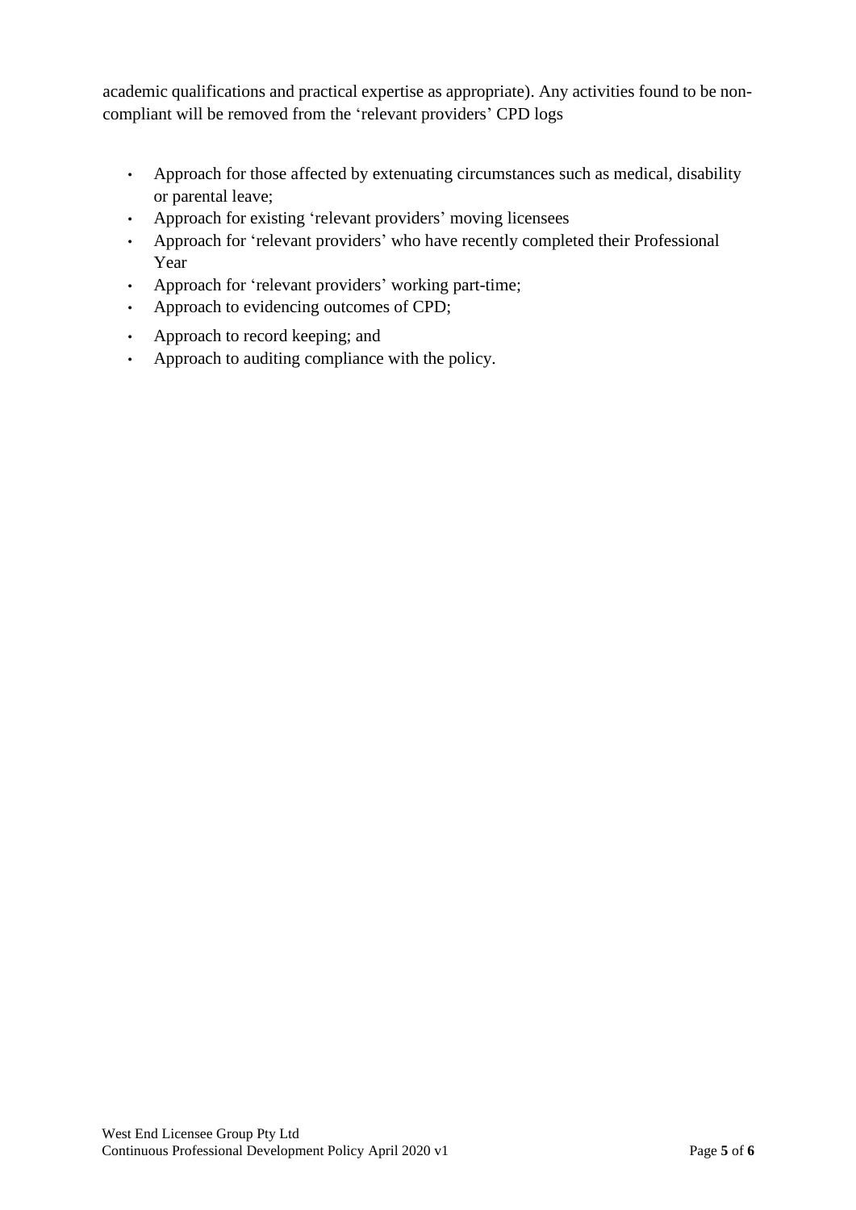academic qualifications and practical expertise as appropriate). Any activities found to be non-compliant will be removed from the 'relevant providers' CPD logs

- Approach for those affected by extenuating circumstances such as medical, disability or parental leave;
- Approach for existing 'relevant providers' moving licensees
- Approach for 'relevant providers' who have recently completed their Professional Year
- Approach for 'relevant providers' working part-time;
- Approach to evidencing outcomes of CPD;
- Approach to record keeping; and
- Approach to auditing compliance with the policy.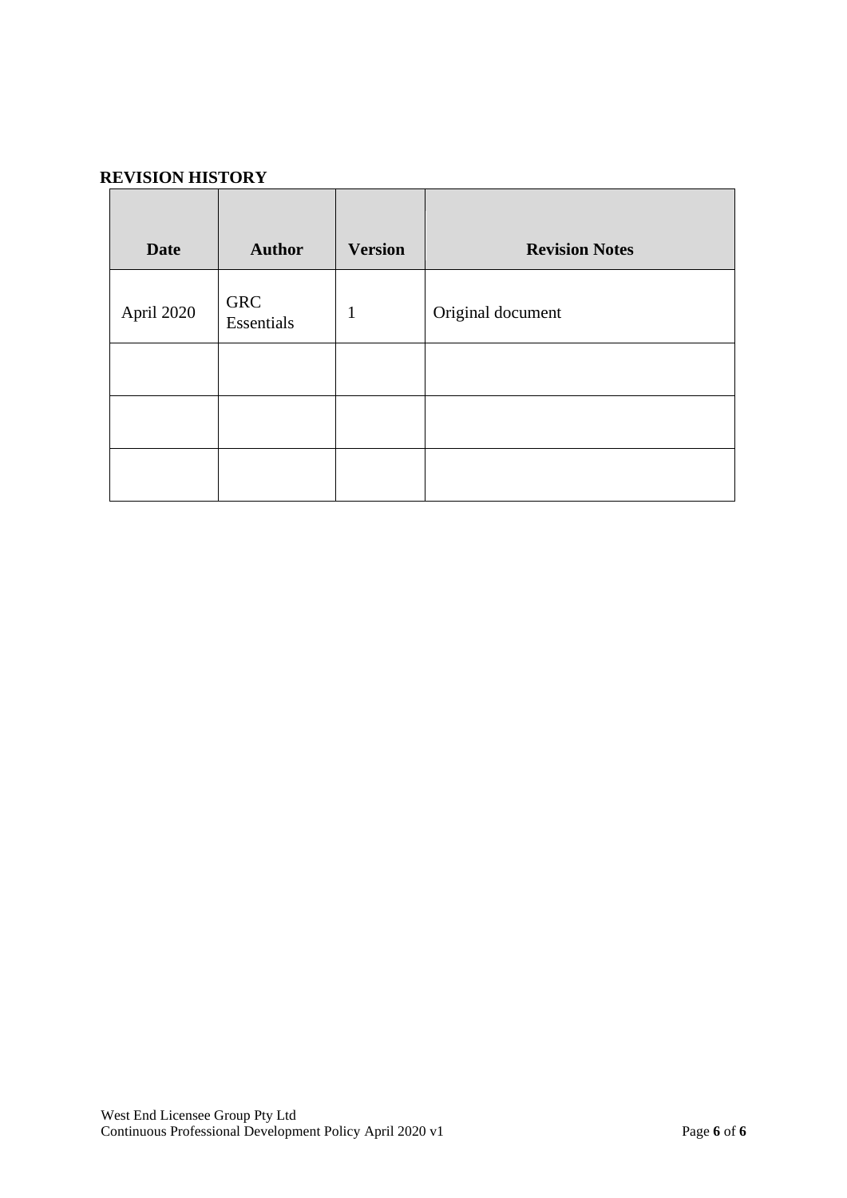## REVISION HISTORY

| Date | Author | Version | Revision Notes |
|---|---|---|---|
| April 2020 | GRC Essentials | 1 | Original document |
| | | | |
| | | | |
| | | | |